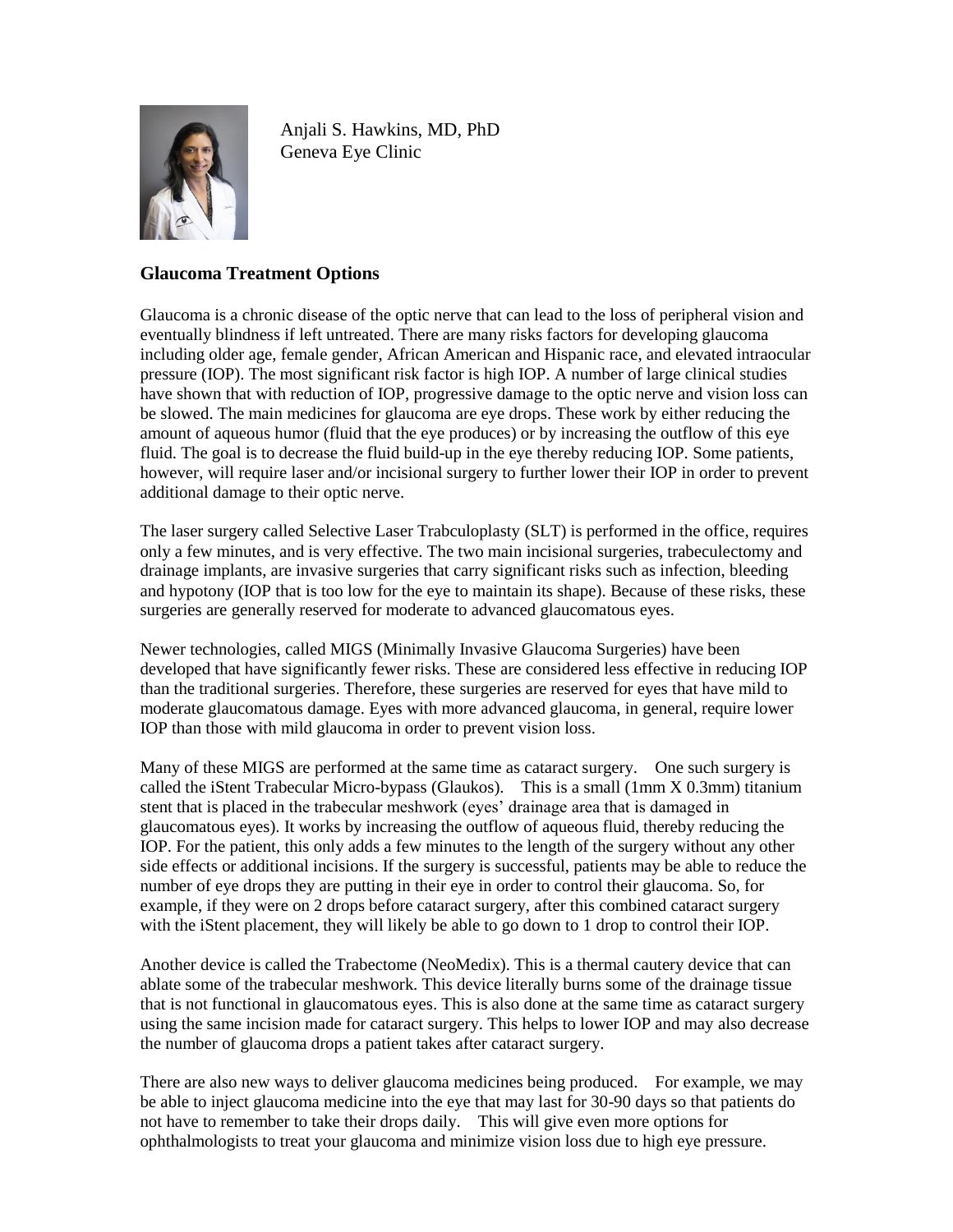Anjali S. Hawkins, MD, PhD
Geneva Eye Clinic

## Glaucoma Treatment Options

Glaucoma is a chronic disease of the optic nerve that can lead to the loss of peripheral vision and eventually blindness if left untreated. There are many risks factors for developing glaucoma including older age, female gender, African American and Hispanic race, and elevated intraocular pressure (IOP). The most significant risk factor is high IOP. A number of large clinical studies have shown that with reduction of IOP, progressive damage to the optic nerve and vision loss can be slowed. The main medicines for glaucoma are eye drops. These work by either reducing the amount of aqueous humor (fluid that the eye produces) or by increasing the outflow of this eye fluid. The goal is to decrease the fluid build-up in the eye thereby reducing IOP. Some patients, however, will require laser and/or incisional surgery to further lower their IOP in order to prevent additional damage to their optic nerve.

The laser surgery called Selective Laser Trabculoplasty (SLT) is performed in the office, requires only a few minutes, and is very effective. The two main incisional surgeries, trabeculectomy and drainage implants, are invasive surgeries that carry significant risks such as infection, bleeding and hypotony (IOP that is too low for the eye to maintain its shape). Because of these risks, these surgeries are generally reserved for moderate to advanced glaucomatous eyes.

Newer technologies, called MIGS (Minimally Invasive Glaucoma Surgeries) have been developed that have significantly fewer risks. These are considered less effective in reducing IOP than the traditional surgeries. Therefore, these surgeries are reserved for eyes that have mild to moderate glaucomatous damage. Eyes with more advanced glaucoma, in general, require lower IOP than those with mild glaucoma in order to prevent vision loss.

Many of these MIGS are performed at the same time as cataract surgery. One such surgery is called the iStent Trabecular Micro-bypass (Glaukos). This is a small (1mm X 0.3mm) titanium stent that is placed in the trabecular meshwork (eyes' drainage area that is damaged in glaucomatous eyes). It works by increasing the outflow of aqueous fluid, thereby reducing the IOP. For the patient, this only adds a few minutes to the length of the surgery without any other side effects or additional incisions. If the surgery is successful, patients may be able to reduce the number of eye drops they are putting in their eye in order to control their glaucoma. So, for example, if they were on 2 drops before cataract surgery, after this combined cataract surgery with the iStent placement, they will likely be able to go down to 1 drop to control their IOP.

Another device is called the Trabectome (NeoMedix). This is a thermal cautery device that can ablate some of the trabecular meshwork. This device literally burns some of the drainage tissue that is not functional in glaucomatous eyes. This is also done at the same time as cataract surgery using the same incision made for cataract surgery. This helps to lower IOP and may also decrease the number of glaucoma drops a patient takes after cataract surgery.

There are also new ways to deliver glaucoma medicines being produced. For example, we may be able to inject glaucoma medicine into the eye that may last for 30-90 days so that patients do not have to remember to take their drops daily. This will give even more options for ophthalmologists to treat your glaucoma and minimize vision loss due to high eye pressure.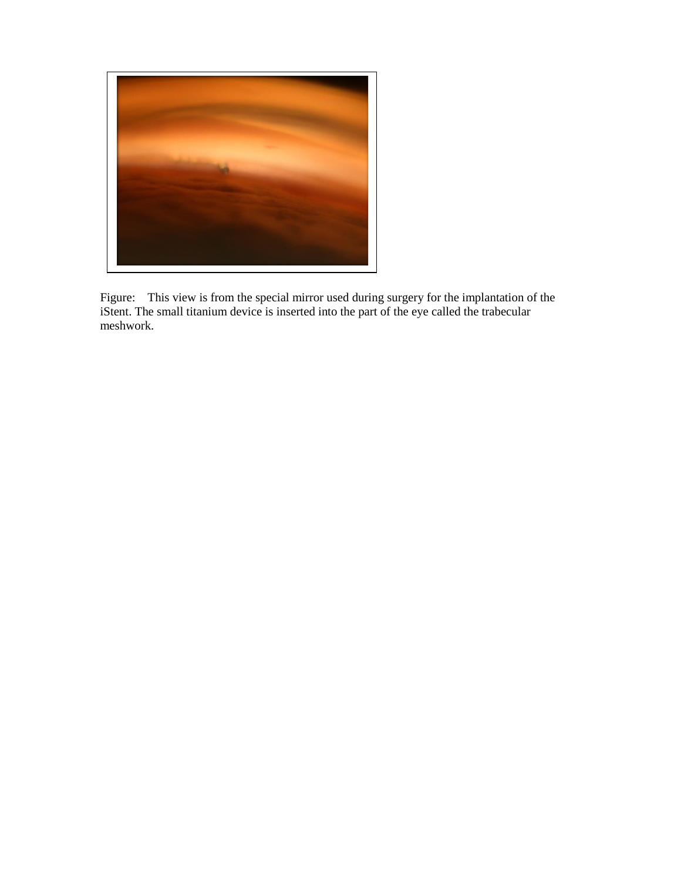Figure: This view is from the special mirror used during surgery for the implantation of the iStent. The small titanium device is inserted into the part of the eye called the trabecular meshwork.